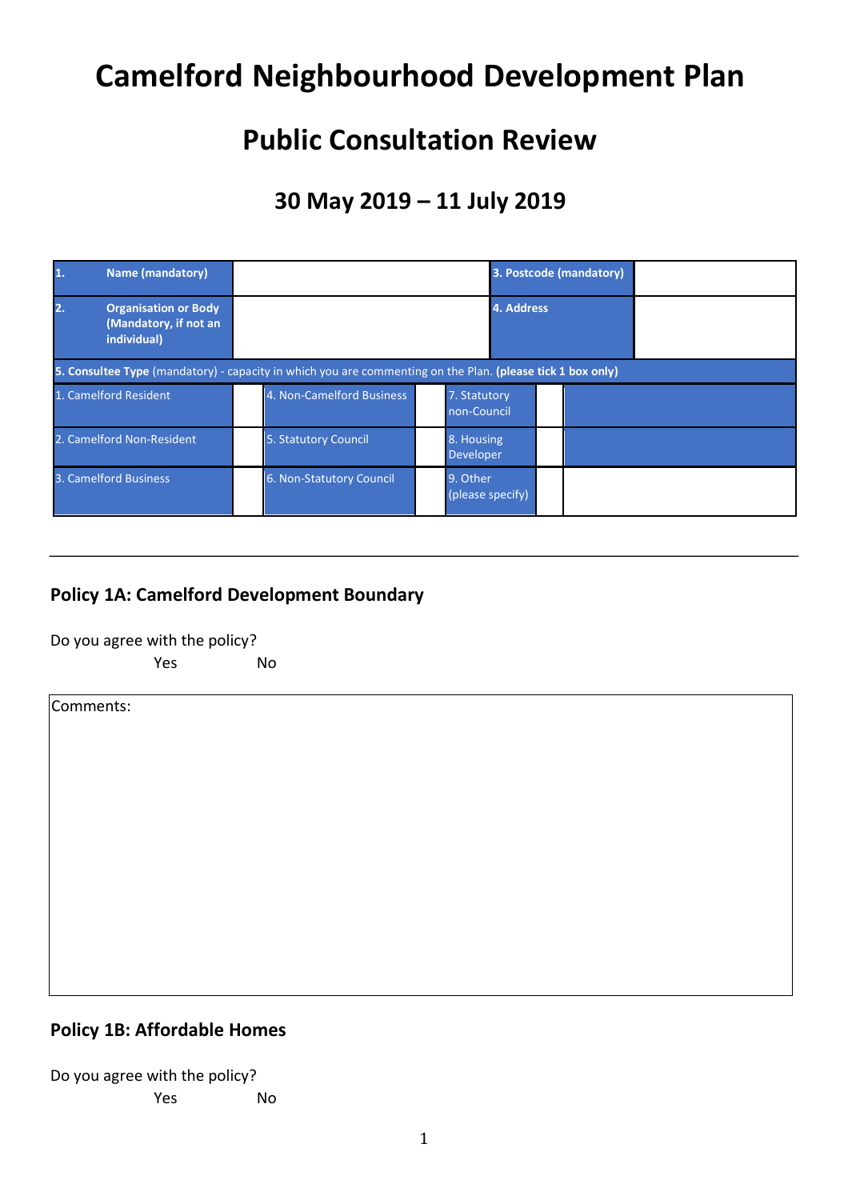# Camelford Neighbourhood Development Plan

## Public Consultation Review

### 30 May 2019 – 11 July 2019

| **1. Name (mandatory)** | | **3. Postcode (mandatory)** | |
|---|---|---|---|
| **2. Organisation or Body (Mandatory, if not an individual)** | | **4. Address** | |

**5. Consultee Type** (mandatory) - capacity in which you are commenting on the Plan. **(please tick 1 box only)**

| | | | | | | |
|---|---|---|---|---|---|---|
| 1. Camelford Resident | | 4. Non-Camelford Business | | 7. Statutory non-Council | | |
| 2. Camelford Non-Resident | | 5. Statutory Council | | 8. Housing Developer | | |
| 3. Camelford Business | | 6. Non-Statutory Council | | 9. Other (please specify) | | |

---

### Policy 1A: Camelford Development Boundary

Do you agree with the policy?

Yes No

| Comments: |
|---|
| |

### Policy 1B: Affordable Homes

Do you agree with the policy?

Yes No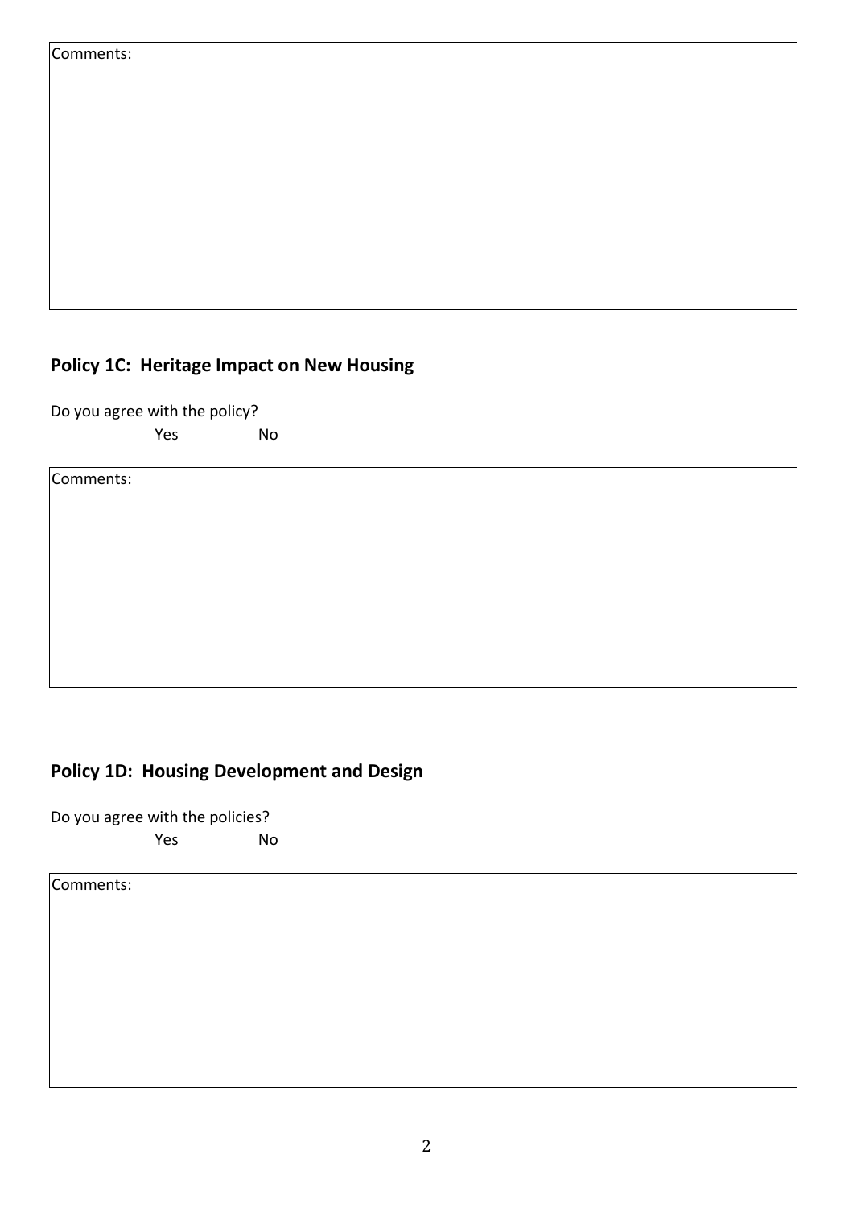Comments:

## Policy 1C: Heritage Impact on New Housing

Do you agree with the policy?

Yes No

Comments:

## Policy 1D: Housing Development and Design

Do you agree with the policies?

Yes No

Comments: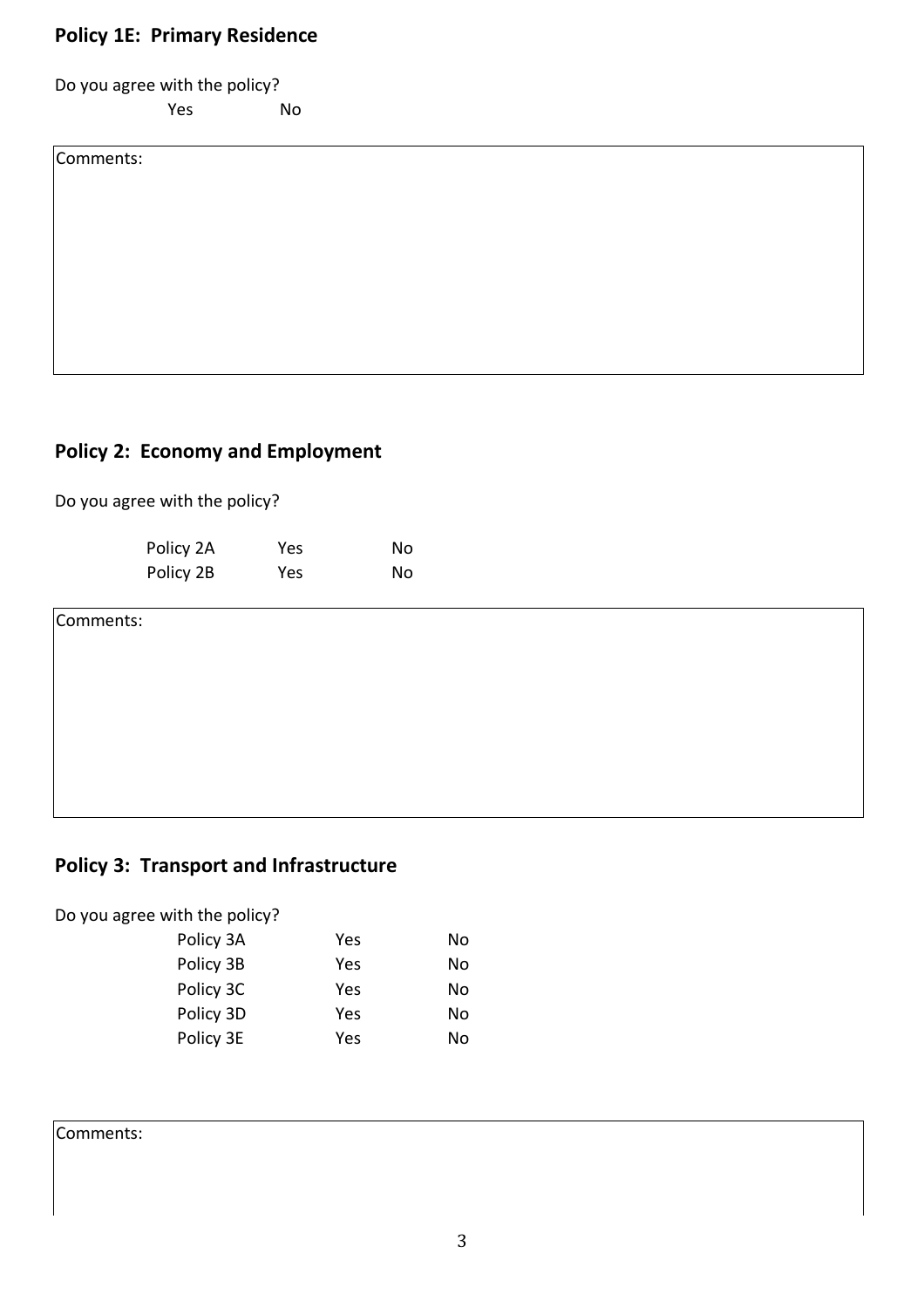## Policy 1E: Primary Residence

Do you agree with the policy?

Yes No

Comments:

## Policy 2: Economy and Employment

Do you agree with the policy?

| | | |
|---|---|---|
| Policy 2A | Yes | No |
| Policy 2B | Yes | No |

Comments:

## Policy 3: Transport and Infrastructure

Do you agree with the policy?

| | | |
|---|---|---|
| Policy 3A | Yes | No |
| Policy 3B | Yes | No |
| Policy 3C | Yes | No |
| Policy 3D | Yes | No |
| Policy 3E | Yes | No |

Comments: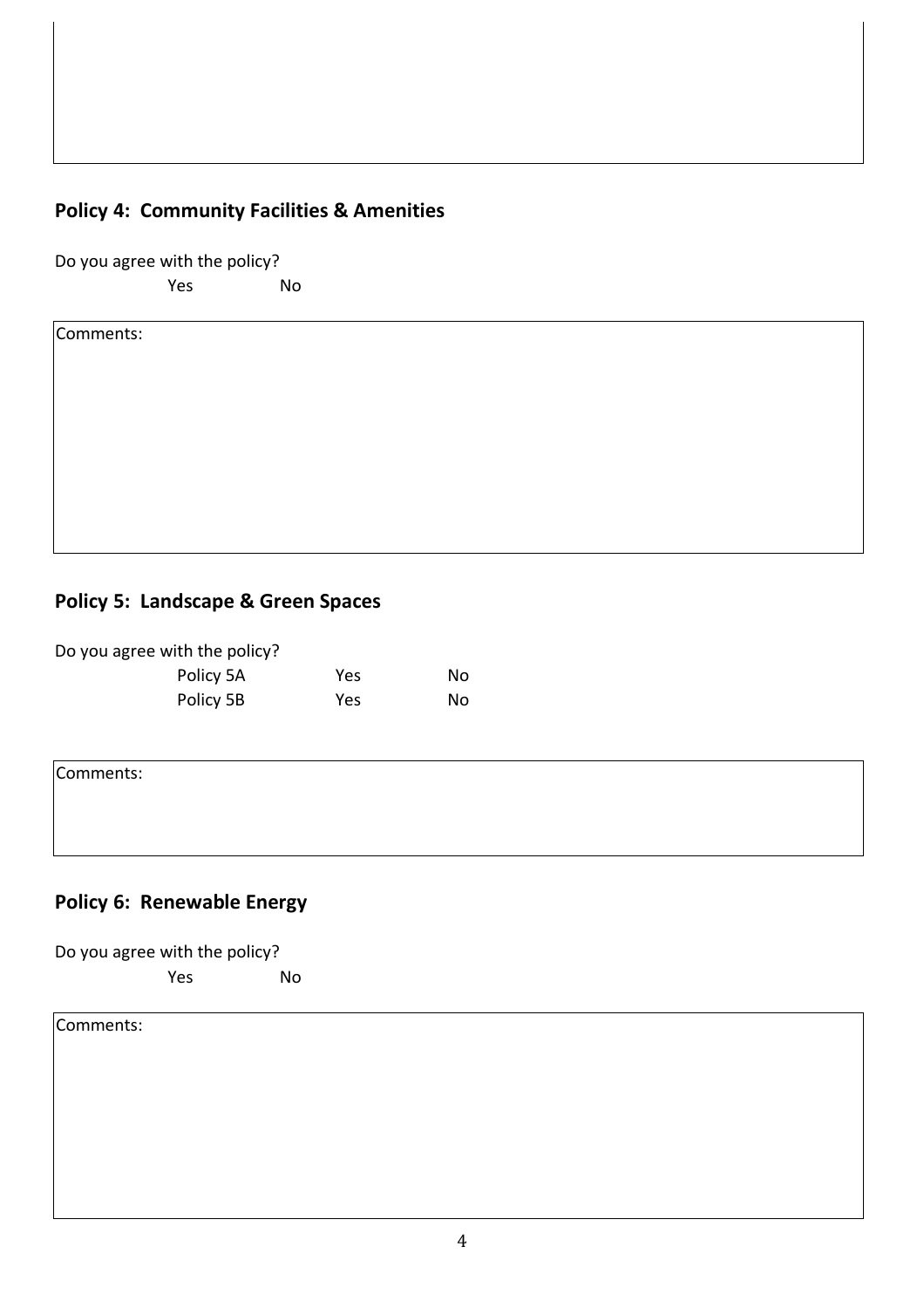## Policy 4: Community Facilities & Amenities

Do you agree with the policy?

Yes No

Comments:

## Policy 5: Landscape & Green Spaces

Do you agree with the policy?

| | | |
|---|---|---|
| Policy 5A | Yes | No |
| Policy 5B | Yes | No |

Comments:

## Policy 6: Renewable Energy

Do you agree with the policy?

Yes No

Comments: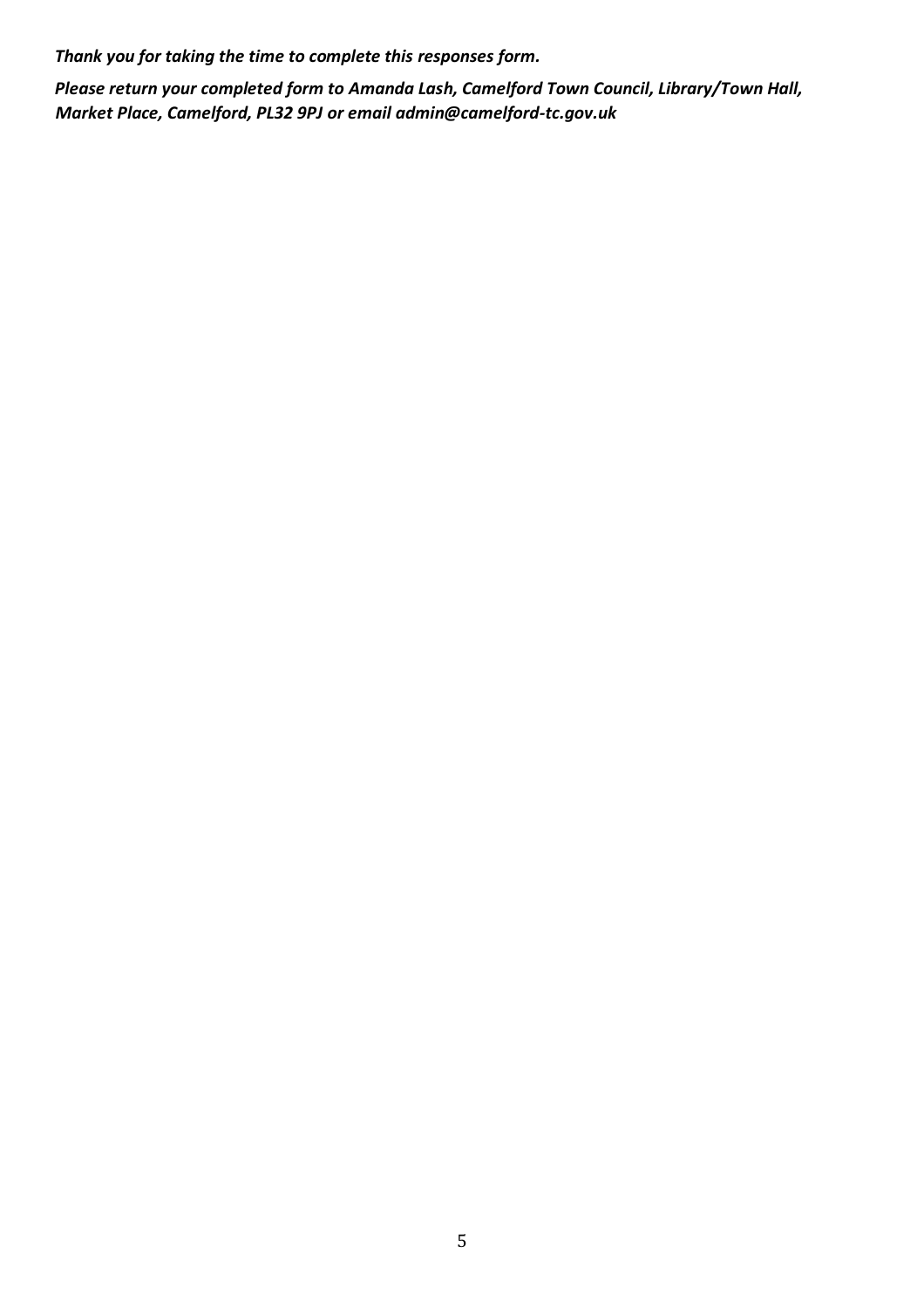***Thank you for taking the time to complete this responses form.***

***Please return your completed form to Amanda Lash, Camelford Town Council, Library/Town Hall, Market Place, Camelford, PL32 9PJ or email admin@camelford-tc.gov.uk***